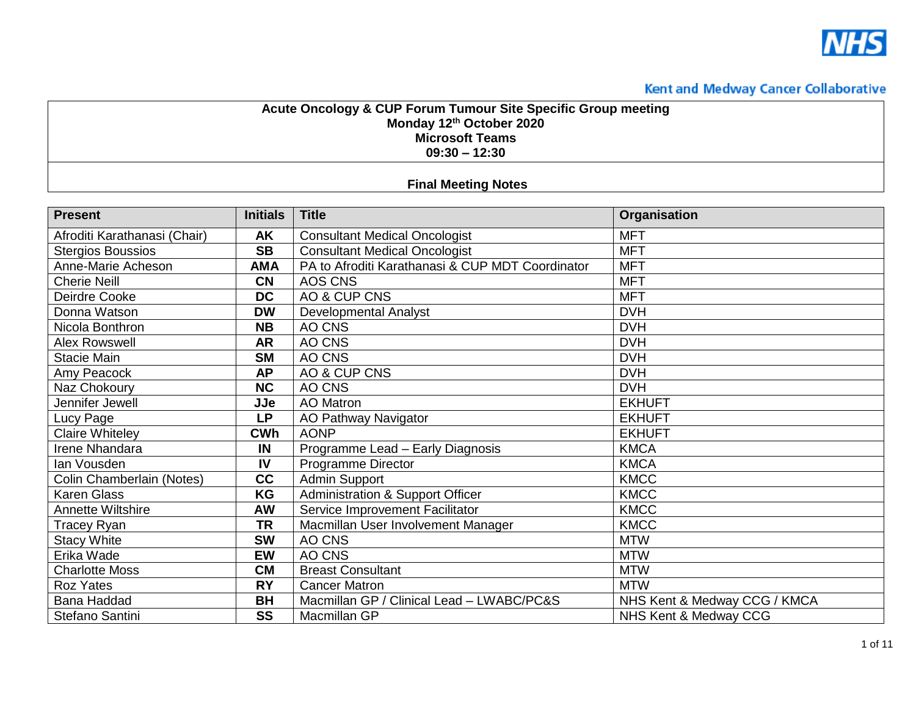Kent and Medway Cancer Collaborative

**Acute Oncology & CUP Forum Tumour Site Specific Group meeting**
**Monday 12th October 2020**
**Microsoft Teams**
**09:30 – 12:30**

**Final Meeting Notes**

| Present | Initials | Title | Organisation |
|---|---|---|---|
| Afroditi Karathanasi (Chair) | AK | Consultant Medical Oncologist | MFT |
| Stergios Boussios | SB | Consultant Medical Oncologist | MFT |
| Anne-Marie Acheson | AMA | PA to Afroditi Karathanasi & CUP MDT Coordinator | MFT |
| Cherie Neill | CN | AOS CNS | MFT |
| Deirdre Cooke | DC | AO & CUP CNS | MFT |
| Donna Watson | DW | Developmental Analyst | DVH |
| Nicola Bonthron | NB | AO CNS | DVH |
| Alex Rowswell | AR | AO CNS | DVH |
| Stacie Main | SM | AO CNS | DVH |
| Amy Peacock | AP | AO & CUP CNS | DVH |
| Naz Chokoury | NC | AO CNS | DVH |
| Jennifer Jewell | JJe | AO Matron | EKHUFT |
| Lucy Page | LP | AO Pathway Navigator | EKHUFT |
| Claire Whiteley | CWh | AONP | EKHUFT |
| Irene Nhandara | IN | Programme Lead – Early Diagnosis | KMCA |
| Ian Vousden | IV | Programme Director | KMCA |
| Colin Chamberlain (Notes) | CC | Admin Support | KMCC |
| Karen Glass | KG | Administration & Support Officer | KMCC |
| Annette Wiltshire | AW | Service Improvement Facilitator | KMCC |
| Tracey Ryan | TR | Macmillan User Involvement Manager | KMCC |
| Stacy White | SW | AO CNS | MTW |
| Erika Wade | EW | AO CNS | MTW |
| Charlotte Moss | CM | Breast Consultant | MTW |
| Roz Yates | RY | Cancer Matron | MTW |
| Bana Haddad | BH | Macmillan GP / Clinical Lead – LWABC/PC&S | NHS Kent & Medway CCG / KMCA |
| Stefano Santini | SS | Macmillan GP | NHS Kent & Medway CCG |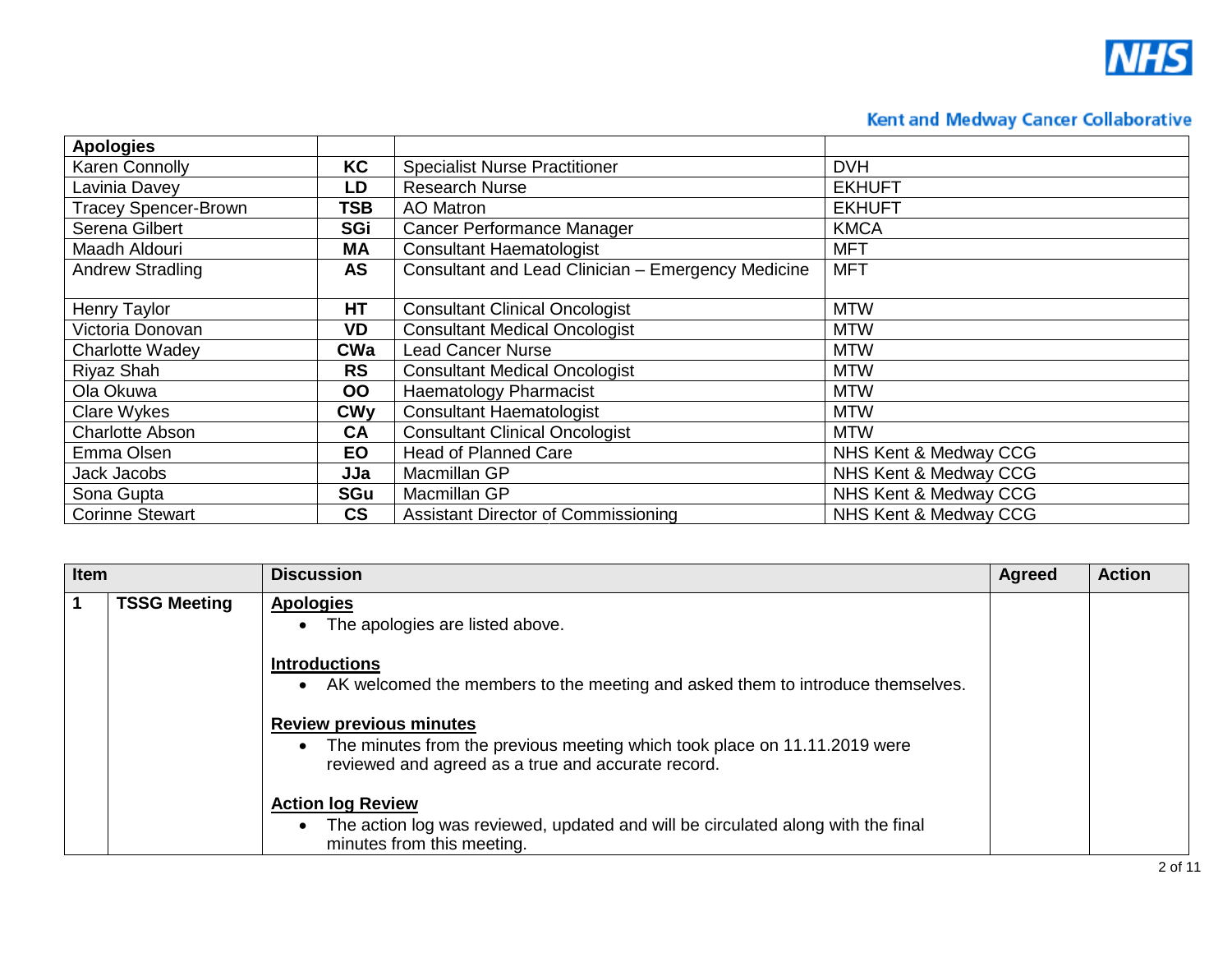| Apologies | | | |
|---|---|---|---|
| Karen Connolly | **KC** | Specialist Nurse Practitioner | DVH |
| Lavinia Davey | **LD** | Research Nurse | EKHUFT |
| Tracey Spencer-Brown | **TSB** | AO Matron | EKHUFT |
| Serena Gilbert | **SGi** | Cancer Performance Manager | KMCA |
| Maadh Aldouri | **MA** | Consultant Haematologist | MFT |
| Andrew Stradling | **AS** | Consultant and Lead Clinician – Emergency Medicine | MFT |
| Henry Taylor | **HT** | Consultant Clinical Oncologist | MTW |
| Victoria Donovan | **VD** | Consultant Medical Oncologist | MTW |
| Charlotte Wadey | **CWa** | Lead Cancer Nurse | MTW |
| Riyaz Shah | **RS** | Consultant Medical Oncologist | MTW |
| Ola Okuwa | **OO** | Haematology Pharmacist | MTW |
| Clare Wykes | **CWy** | Consultant Haematologist | MTW |
| Charlotte Abson | **CA** | Consultant Clinical Oncologist | MTW |
| Emma Olsen | **EO** | Head of Planned Care | NHS Kent & Medway CCG |
| Jack Jacobs | **JJa** | Macmillan GP | NHS Kent & Medway CCG |
| Sona Gupta | **SGu** | Macmillan GP | NHS Kent & Medway CCG |
| Corinne Stewart | **CS** | Assistant Director of Commissioning | NHS Kent & Medway CCG |

| Item | | Discussion | Agreed | Action |
|---|---|---|---|---|
| **1** | **TSSG Meeting** | **Apologies**<br>• The apologies are listed above.<br><br>**Introductions**<br>• AK welcomed the members to the meeting and asked them to introduce themselves.<br><br>**Review previous minutes**<br>• The minutes from the previous meeting which took place on 11.11.2019 were reviewed and agreed as a true and accurate record.<br><br>**Action log Review**<br>• The action log was reviewed, updated and will be circulated along with the final minutes from this meeting. | | |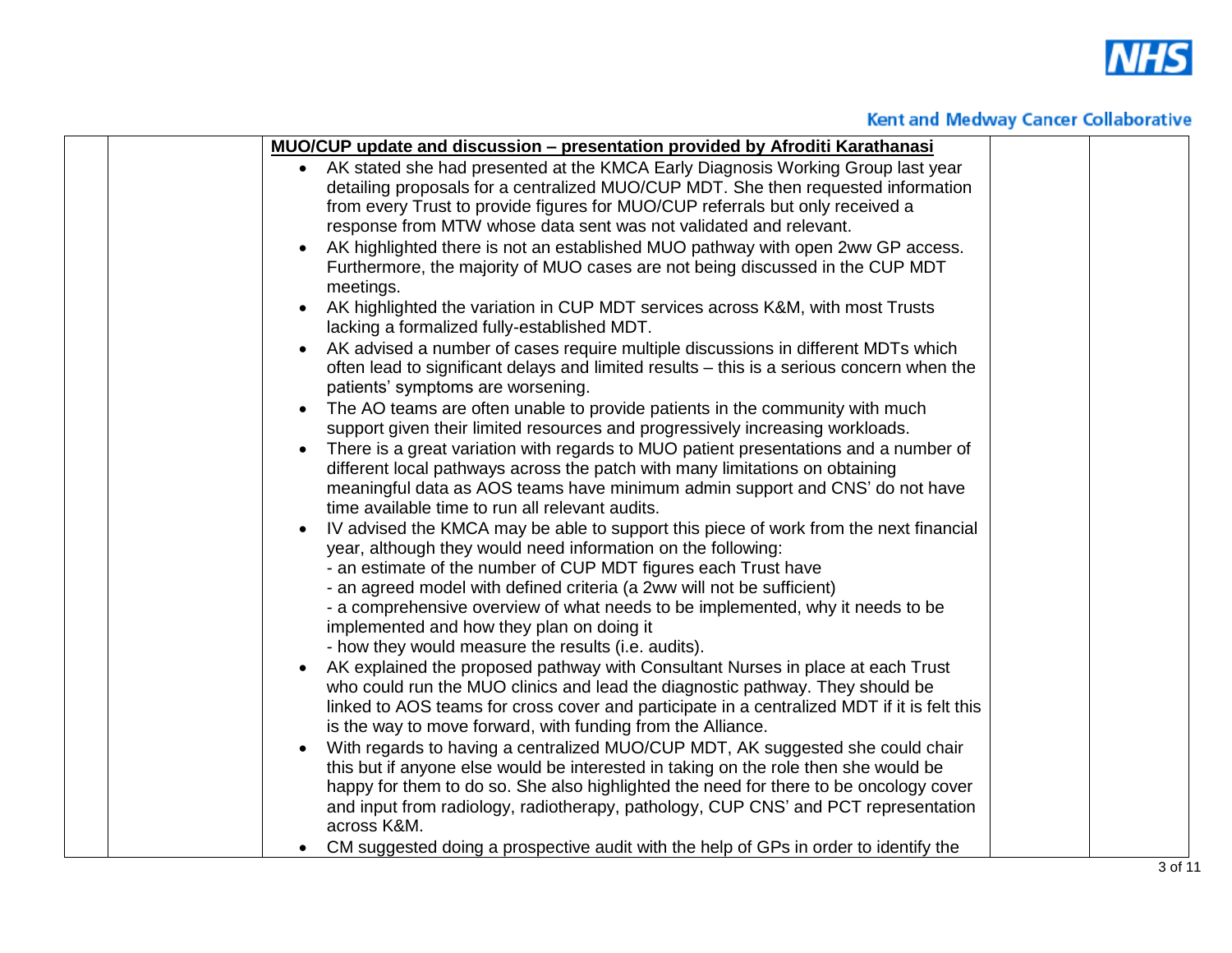**MUO/CUP update and discussion – presentation provided by Afroditi Karathanasi**

- AK stated she had presented at the KMCA Early Diagnosis Working Group last year detailing proposals for a centralized MUO/CUP MDT. She then requested information from every Trust to provide figures for MUO/CUP referrals but only received a response from MTW whose data sent was not validated and relevant.
- AK highlighted there is not an established MUO pathway with open 2ww GP access. Furthermore, the majority of MUO cases are not being discussed in the CUP MDT meetings.
- AK highlighted the variation in CUP MDT services across K&M, with most Trusts lacking a formalized fully-established MDT.
- AK advised a number of cases require multiple discussions in different MDTs which often lead to significant delays and limited results – this is a serious concern when the patients' symptoms are worsening.
- The AO teams are often unable to provide patients in the community with much support given their limited resources and progressively increasing workloads.
- There is a great variation with regards to MUO patient presentations and a number of different local pathways across the patch with many limitations on obtaining meaningful data as AOS teams have minimum admin support and CNS' do not have time available time to run all relevant audits.
- IV advised the KMCA may be able to support this piece of work from the next financial year, although they would need information on the following:
  - an estimate of the number of CUP MDT figures each Trust have
  - an agreed model with defined criteria (a 2ww will not be sufficient)
  - a comprehensive overview of what needs to be implemented, why it needs to be implemented and how they plan on doing it
  - how they would measure the results (i.e. audits).
- AK explained the proposed pathway with Consultant Nurses in place at each Trust who could run the MUO clinics and lead the diagnostic pathway. They should be linked to AOS teams for cross cover and participate in a centralized MDT if it is felt this is the way to move forward, with funding from the Alliance.
- With regards to having a centralized MUO/CUP MDT, AK suggested she could chair this but if anyone else would be interested in taking on the role then she would be happy for them to do so. She also highlighted the need for there to be oncology cover and input from radiology, radiotherapy, pathology, CUP CNS' and PCT representation across K&M.
- CM suggested doing a prospective audit with the help of GPs in order to identify the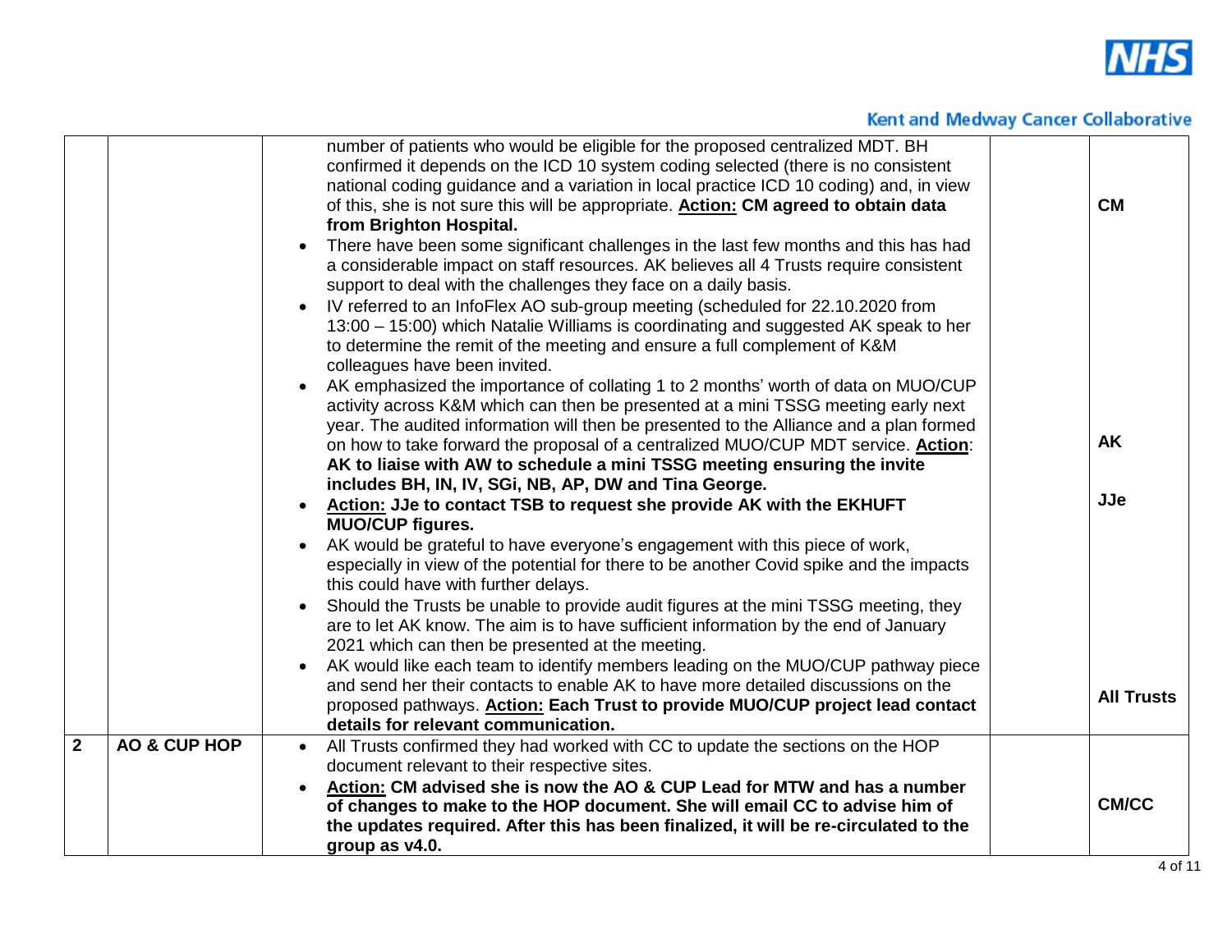| | | | | |
|---|---|---|---|---|
| | | number of patients who would be eligible for the proposed centralized MDT. BH confirmed it depends on the ICD 10 system coding selected (there is no consistent national coding guidance and a variation in local practice ICD 10 coding) and, in view of this, she is not sure this will be appropriate. **<u>Action:</u> CM agreed to obtain data from Brighton Hospital.**<br>• There have been some significant challenges in the last few months and this has had a considerable impact on staff resources. AK believes all 4 Trusts require consistent support to deal with the challenges they face on a daily basis.<br>• IV referred to an InfoFlex AO sub-group meeting (scheduled for 22.10.2020 from 13:00 – 15:00) which Natalie Williams is coordinating and suggested AK speak to her to determine the remit of the meeting and ensure a full complement of K&M colleagues have been invited.<br>• AK emphasized the importance of collating 1 to 2 months' worth of data on MUO/CUP activity across K&M which can then be presented at a mini TSSG meeting early next year. The audited information will then be presented to the Alliance and a plan formed on how to take forward the proposal of a centralized MUO/CUP MDT service. **<u>Action</u>: AK to liaise with AW to schedule a mini TSSG meeting ensuring the invite includes BH, IN, IV, SGi, NB, AP, DW and Tina George.**<br>• **<u>Action:</u> JJe to contact TSB to request she provide AK with the EKHUFT MUO/CUP figures.**<br>• AK would be grateful to have everyone's engagement with this piece of work, especially in view of the potential for there to be another Covid spike and the impacts this could have with further delays.<br>• Should the Trusts be unable to provide audit figures at the mini TSSG meeting, they are to let AK know. The aim is to have sufficient information by the end of January 2021 which can then be presented at the meeting.<br>• AK would like each team to identify members leading on the MUO/CUP pathway piece and send her their contacts to enable AK to have more detailed discussions on the proposed pathways. **<u>Action:</u> Each Trust to provide MUO/CUP project lead contact details for relevant communication.** | | **CM**<br><br>**AK**<br><br>**JJe**<br><br>**All Trusts** |
| **2** | **AO & CUP HOP** | • All Trusts confirmed they had worked with CC to update the sections on the HOP document relevant to their respective sites.<br>• **<u>Action:</u> CM advised she is now the AO & CUP Lead for MTW and has a number of changes to make to the HOP document. She will email CC to advise him of the updates required. After this has been finalized, it will be re-circulated to the group as v4.0.** | | **CM/CC** |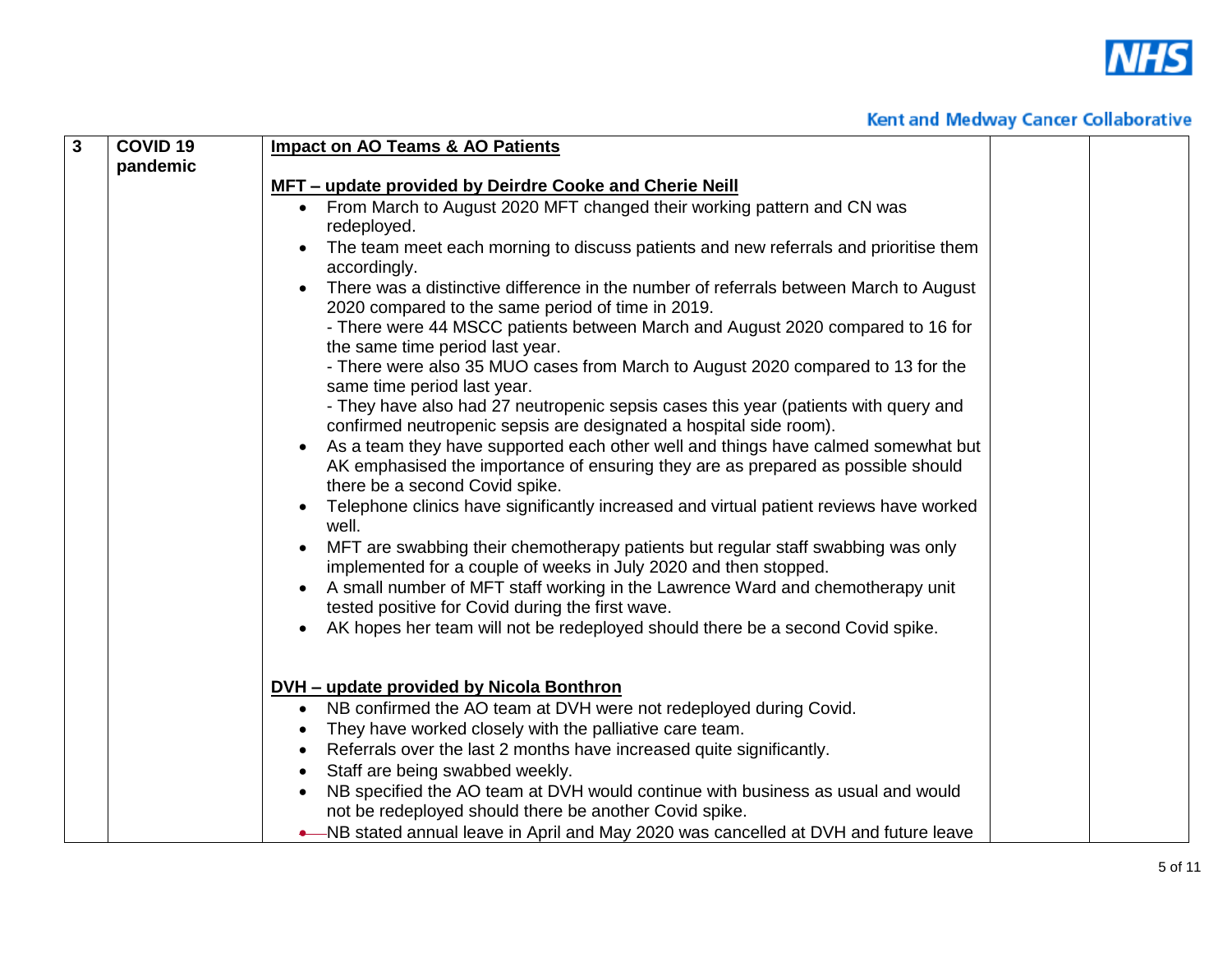| 3 | COVID 19 pandemic | **Impact on AO Teams & AO Patients**<br><br>**MFT – update provided by Deirdre Cooke and Cherie Neill**<br>• From March to August 2020 MFT changed their working pattern and CN was redeployed.<br>• The team meet each morning to discuss patients and new referrals and prioritise them accordingly.<br>• There was a distinctive difference in the number of referrals between March to August 2020 compared to the same period of time in 2019.<br>- There were 44 MSCC patients between March and August 2020 compared to 16 for the same time period last year.<br>- There were also 35 MUO cases from March to August 2020 compared to 13 for the same time period last year.<br>- They have also had 27 neutropenic sepsis cases this year (patients with query and confirmed neutropenic sepsis are designated a hospital side room).<br>• As a team they have supported each other well and things have calmed somewhat but AK emphasised the importance of ensuring they are as prepared as possible should there be a second Covid spike.<br>• Telephone clinics have significantly increased and virtual patient reviews have worked well.<br>• MFT are swabbing their chemotherapy patients but regular staff swabbing was only implemented for a couple of weeks in July 2020 and then stopped.<br>• A small number of MFT staff working in the Lawrence Ward and chemotherapy unit tested positive for Covid during the first wave.<br>• AK hopes her team will not be redeployed should there be a second Covid spike.<br><br>**DVH – update provided by Nicola Bonthron**<br>• NB confirmed the AO team at DVH were not redeployed during Covid.<br>• They have worked closely with the palliative care team.<br>• Referrals over the last 2 months have increased quite significantly.<br>• Staff are being swabbed weekly.<br>• NB specified the AO team at DVH would continue with business as usual and would not be redeployed should there be another Covid spike.<br>• NB stated annual leave in April and May 2020 was cancelled at DVH and future leave | | |
|---|---|---|---|---|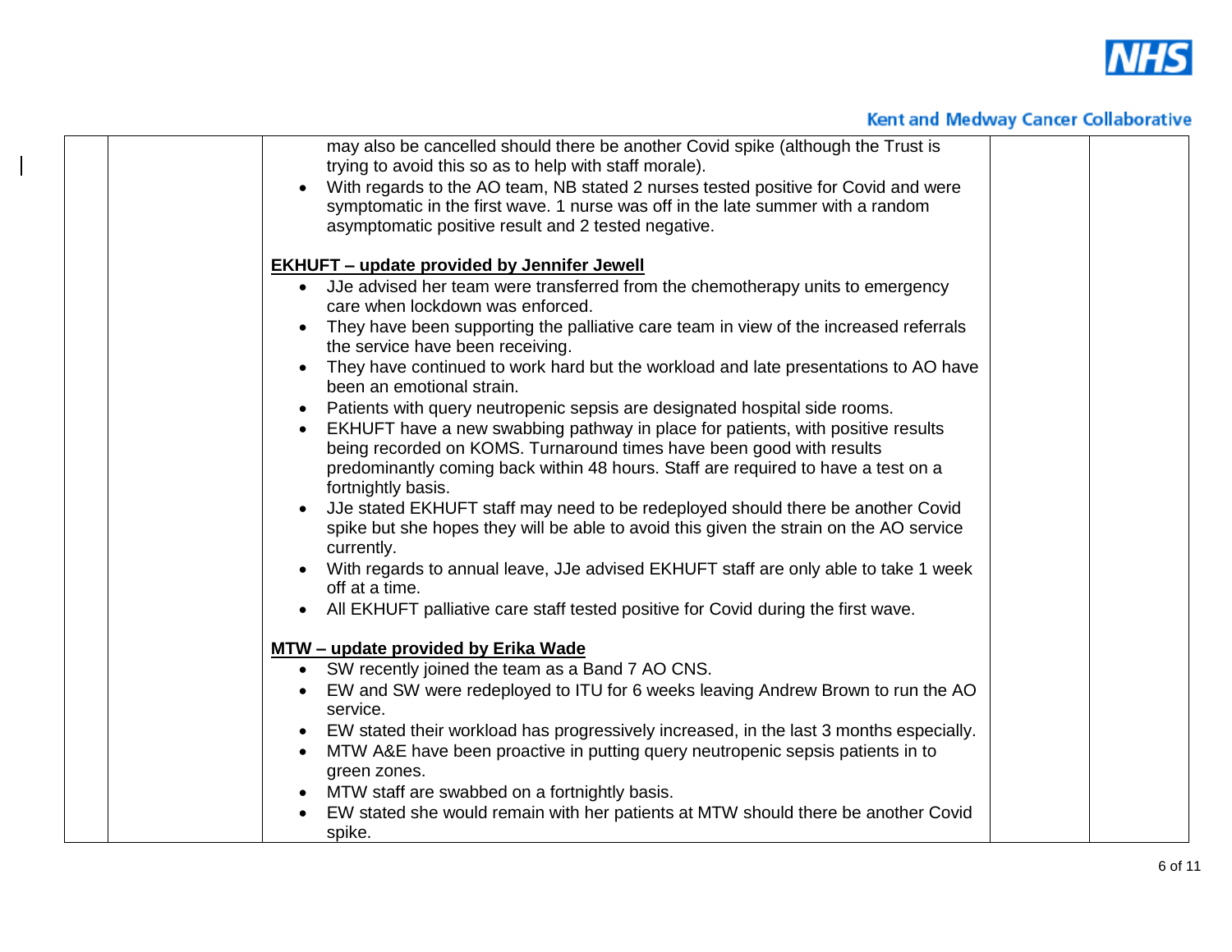| | | may also be cancelled should there be another Covid spike (although the Trust is trying to avoid this so as to help with staff morale).<br>• With regards to the AO team, NB stated 2 nurses tested positive for Covid and were symptomatic in the first wave. 1 nurse was off in the late summer with a random asymptomatic positive result and 2 tested negative.<br><br>**EKHUFT – update provided by Jennifer Jewell**<br>• JJe advised her team were transferred from the chemotherapy units to emergency care when lockdown was enforced.<br>• They have been supporting the palliative care team in view of the increased referrals the service have been receiving.<br>• They have continued to work hard but the workload and late presentations to AO have been an emotional strain.<br>• Patients with query neutropenic sepsis are designated hospital side rooms.<br>• EKHUFT have a new swabbing pathway in place for patients, with positive results being recorded on KOMS. Turnaround times have been good with results predominantly coming back within 48 hours. Staff are required to have a test on a fortnightly basis.<br>• JJe stated EKHUFT staff may need to be redeployed should there be another Covid spike but she hopes they will be able to avoid this given the strain on the AO service currently.<br>• With regards to annual leave, JJe advised EKHUFT staff are only able to take 1 week off at a time.<br>• All EKHUFT palliative care staff tested positive for Covid during the first wave.<br><br>**MTW – update provided by Erika Wade**<br>• SW recently joined the team as a Band 7 AO CNS.<br>• EW and SW were redeployed to ITU for 6 weeks leaving Andrew Brown to run the AO service.<br>• EW stated their workload has progressively increased, in the last 3 months especially.<br>• MTW A&E have been proactive in putting query neutropenic sepsis patients in to green zones.<br>• MTW staff are swabbed on a fortnightly basis.<br>• EW stated she would remain with her patients at MTW should there be another Covid spike. | | |
|---|---|---|---|---|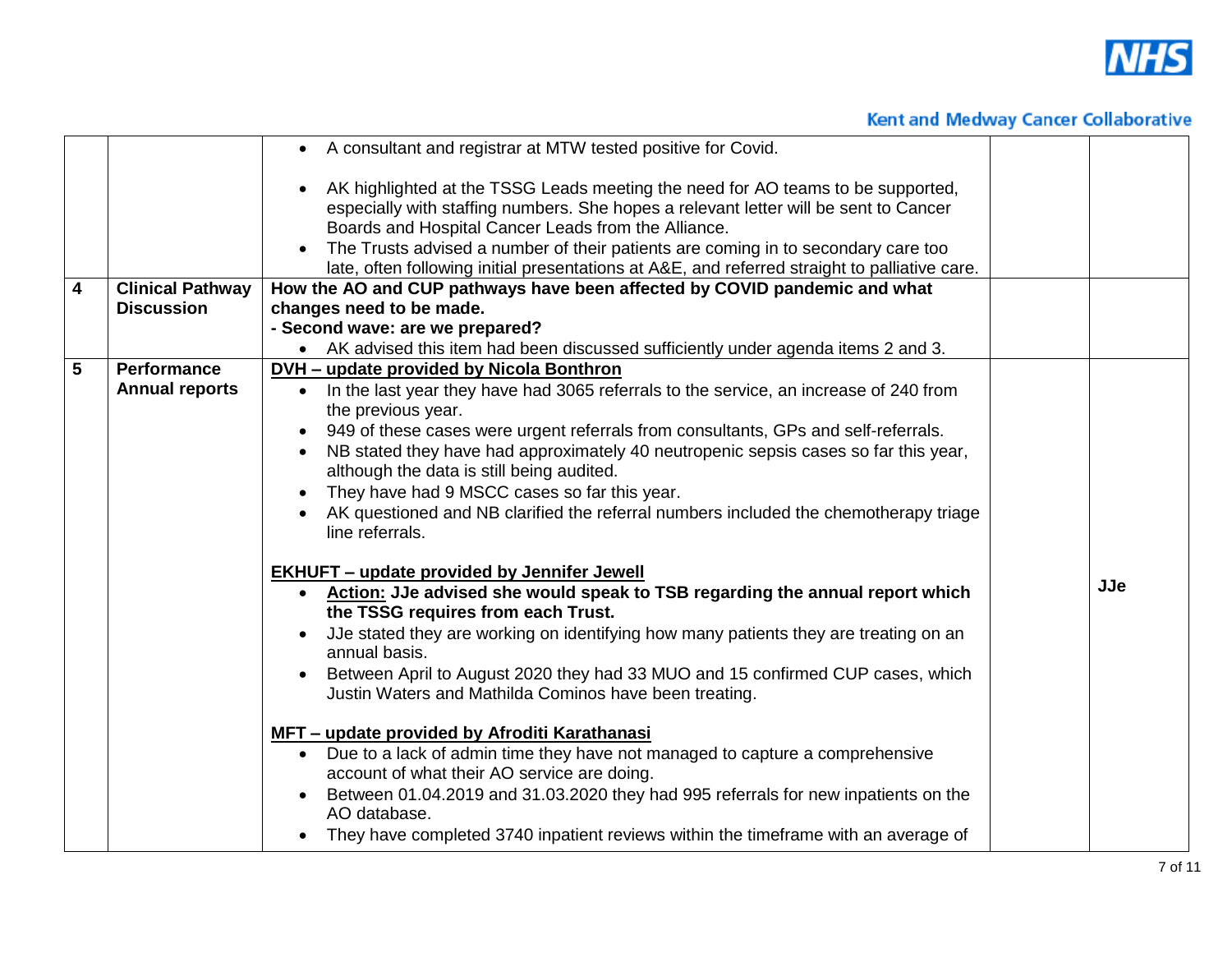| | | | | |
|---|---|---|---|---|
| | | • A consultant and registrar at MTW tested positive for Covid.<br><br>• AK highlighted at the TSSG Leads meeting the need for AO teams to be supported, especially with staffing numbers. She hopes a relevant letter will be sent to Cancer Boards and Hospital Cancer Leads from the Alliance.<br>• The Trusts advised a number of their patients are coming in to secondary care too late, often following initial presentations at A&E, and referred straight to palliative care. | | |
| **4** | **Clinical Pathway Discussion** | **How the AO and CUP pathways have been affected by COVID pandemic and what changes need to be made.**<br>**- Second wave: are we prepared?**<br>• AK advised this item had been discussed sufficiently under agenda items 2 and 3. | | |
| **5** | **Performance Annual reports** | **<u>DVH – update provided by Nicola Bonthron</u>**<br>• In the last year they have had 3065 referrals to the service, an increase of 240 from the previous year.<br>• 949 of these cases were urgent referrals from consultants, GPs and self-referrals.<br>• NB stated they have had approximately 40 neutropenic sepsis cases so far this year, although the data is still being audited.<br>• They have had 9 MSCC cases so far this year.<br>• AK questioned and NB clarified the referral numbers included the chemotherapy triage line referrals.<br><br>**<u>EKHUFT – update provided by Jennifer Jewell</u>**<br>• **<u>Action:</u> JJe advised she would speak to TSB regarding the annual report which the TSSG requires from each Trust.**<br>• JJe stated they are working on identifying how many patients they are treating on an annual basis.<br>• Between April to August 2020 they had 33 MUO and 15 confirmed CUP cases, which Justin Waters and Mathilda Cominos have been treating.<br><br>**<u>MFT – update provided by Afroditi Karathanasi</u>**<br>• Due to a lack of admin time they have not managed to capture a comprehensive account of what their AO service are doing.<br>• Between 01.04.2019 and 31.03.2020 they had 995 referrals for new inpatients on the AO database.<br>• They have completed 3740 inpatient reviews within the timeframe with an average of | | **JJe** |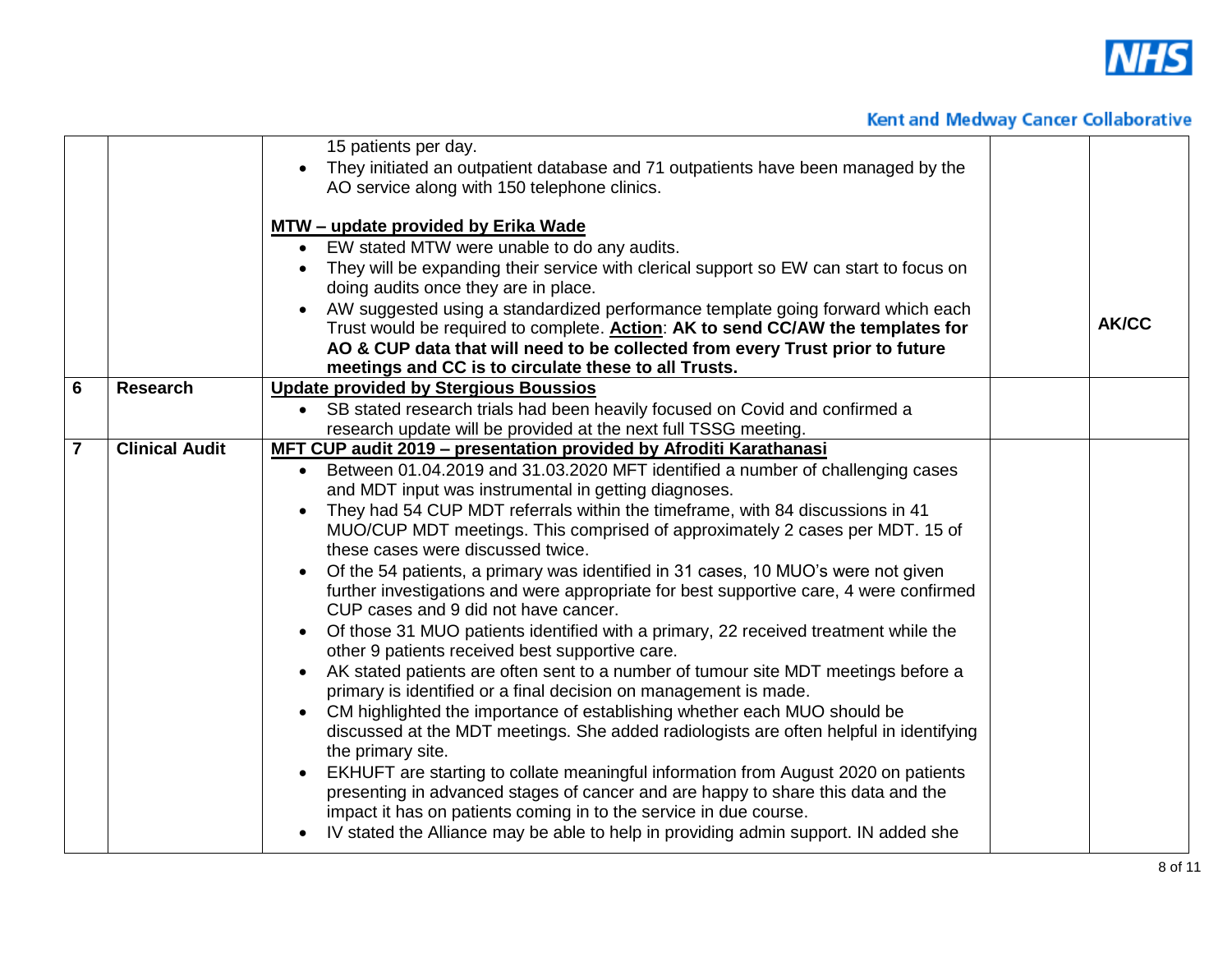| | | | | |
|---|---|---|---|---|
| | | 15 patients per day.<br>• They initiated an outpatient database and 71 outpatients have been managed by the AO service along with 150 telephone clinics.<br><br>**MTW – update provided by Erika Wade**<br>• EW stated MTW were unable to do any audits.<br>• They will be expanding their service with clerical support so EW can start to focus on doing audits once they are in place.<br>• AW suggested using a standardized performance template going forward which each Trust would be required to complete. **Action**: **AK to send CC/AW the templates for AO & CUP data that will need to be collected from every Trust prior to future meetings and CC is to circulate these to all Trusts.** | | **AK/CC** |
| **6** | **Research** | **Update provided by Stergious Boussios**<br>• SB stated research trials had been heavily focused on Covid and confirmed a research update will be provided at the next full TSSG meeting. | | |
| **7** | **Clinical Audit** | **MFT CUP audit 2019 – presentation provided by Afroditi Karathanasi**<br>• Between 01.04.2019 and 31.03.2020 MFT identified a number of challenging cases and MDT input was instrumental in getting diagnoses.<br>• They had 54 CUP MDT referrals within the timeframe, with 84 discussions in 41 MUO/CUP MDT meetings. This comprised of approximately 2 cases per MDT. 15 of these cases were discussed twice.<br>• Of the 54 patients, a primary was identified in 31 cases, 10 MUO's were not given further investigations and were appropriate for best supportive care, 4 were confirmed CUP cases and 9 did not have cancer.<br>• Of those 31 MUO patients identified with a primary, 22 received treatment while the other 9 patients received best supportive care.<br>• AK stated patients are often sent to a number of tumour site MDT meetings before a primary is identified or a final decision on management is made.<br>• CM highlighted the importance of establishing whether each MUO should be discussed at the MDT meetings. She added radiologists are often helpful in identifying the primary site.<br>• EKHUFT are starting to collate meaningful information from August 2020 on patients presenting in advanced stages of cancer and are happy to share this data and the impact it has on patients coming in to the service in due course.<br>• IV stated the Alliance may be able to help in providing admin support. IN added she | | |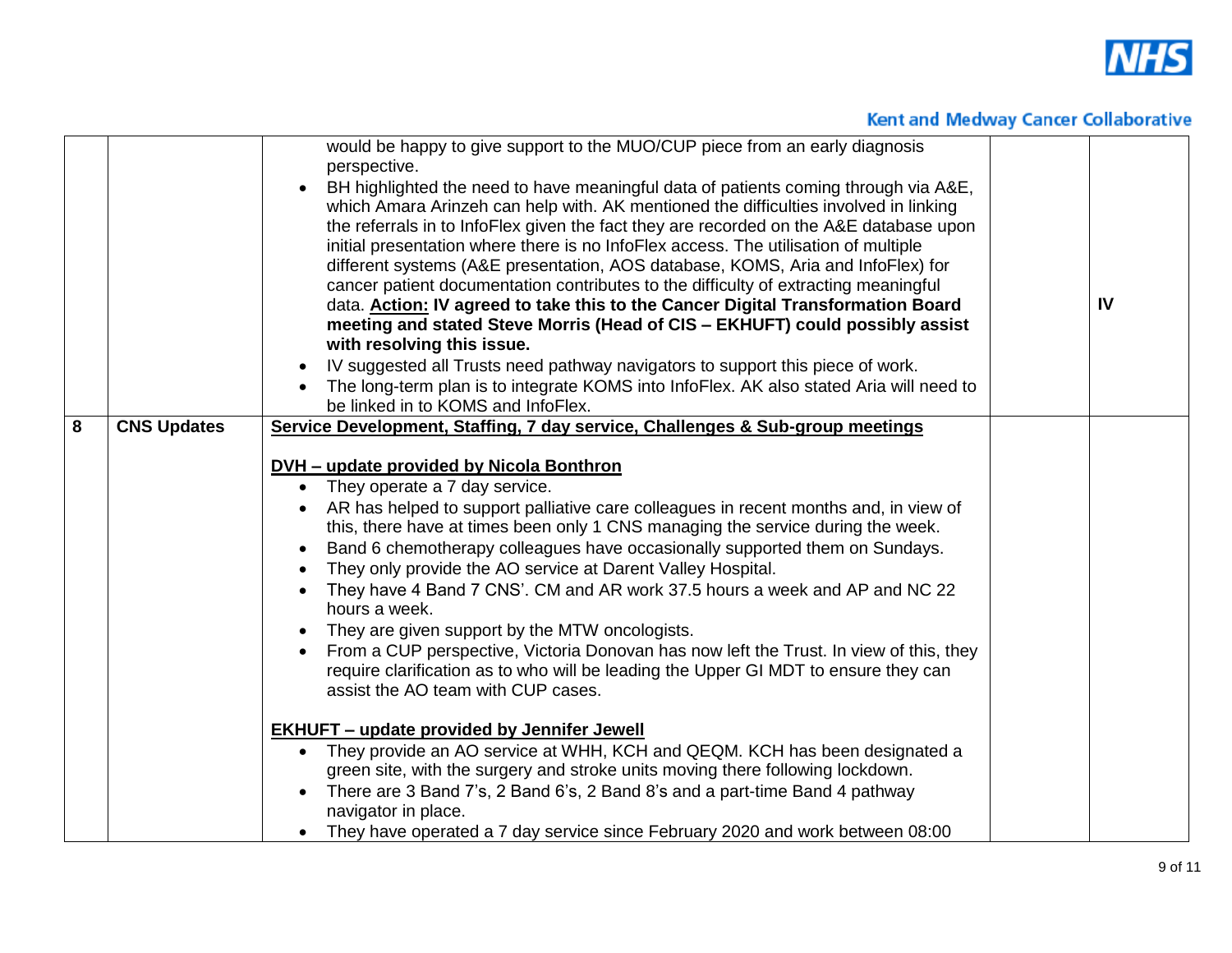| | | | | |
|---|---|---|---|---|
| | | would be happy to give support to the MUO/CUP piece from an early diagnosis perspective.<br>• BH highlighted the need to have meaningful data of patients coming through via A&E, which Amara Arinzeh can help with. AK mentioned the difficulties involved in linking the referrals in to InfoFlex given the fact they are recorded on the A&E database upon initial presentation where there is no InfoFlex access. The utilisation of multiple different systems (A&E presentation, AOS database, KOMS, Aria and InfoFlex) for cancer patient documentation contributes to the difficulty of extracting meaningful data. **<u>Action:</u> IV agreed to take this to the Cancer Digital Transformation Board meeting and stated Steve Morris (Head of CIS – EKHUFT) could possibly assist with resolving this issue.**<br>• IV suggested all Trusts need pathway navigators to support this piece of work.<br>• The long-term plan is to integrate KOMS into InfoFlex. AK also stated Aria will need to be linked in to KOMS and InfoFlex. | | **IV** |
| **8** | **CNS Updates** | **<u>Service Development, Staffing, 7 day service, Challenges & Sub-group meetings</u>**<br><br>**<u>DVH – update provided by Nicola Bonthron</u>**<br>• They operate a 7 day service.<br>• AR has helped to support palliative care colleagues in recent months and, in view of this, there have at times been only 1 CNS managing the service during the week.<br>• Band 6 chemotherapy colleagues have occasionally supported them on Sundays.<br>• They only provide the AO service at Darent Valley Hospital.<br>• They have 4 Band 7 CNS'. CM and AR work 37.5 hours a week and AP and NC 22 hours a week.<br>• They are given support by the MTW oncologists.<br>• From a CUP perspective, Victoria Donovan has now left the Trust. In view of this, they require clarification as to who will be leading the Upper GI MDT to ensure they can assist the AO team with CUP cases.<br><br>**<u>EKHUFT – update provided by Jennifer Jewell</u>**<br>• They provide an AO service at WHH, KCH and QEQM. KCH has been designated a green site, with the surgery and stroke units moving there following lockdown.<br>• There are 3 Band 7's, 2 Band 6's, 2 Band 8's and a part-time Band 4 pathway navigator in place.<br>• They have operated a 7 day service since February 2020 and work between 08:00 | | |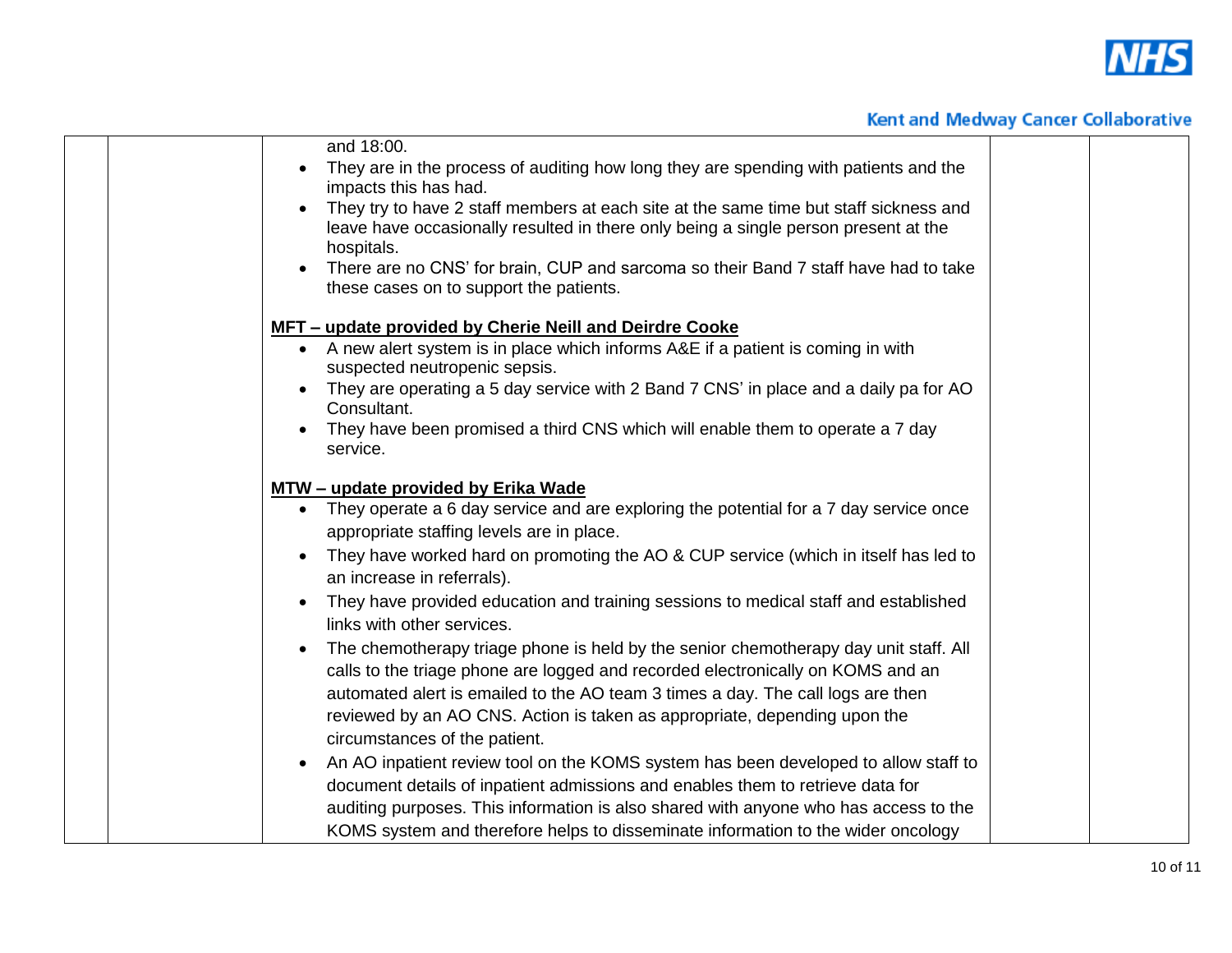| | | | | |
|---|---|---|---|---|
| | | and 18:00.<br>• They are in the process of auditing how long they are spending with patients and the impacts this has had.<br>• They try to have 2 staff members at each site at the same time but staff sickness and leave have occasionally resulted in there only being a single person present at the hospitals.<br>• There are no CNS' for brain, CUP and sarcoma so their Band 7 staff have had to take these cases on to support the patients.<br><br>**MFT – update provided by Cherie Neill and Deirdre Cooke**<br>• A new alert system is in place which informs A&E if a patient is coming in with suspected neutropenic sepsis.<br>• They are operating a 5 day service with 2 Band 7 CNS' in place and a daily pa for AO Consultant.<br>• They have been promised a third CNS which will enable them to operate a 7 day service.<br><br>**MTW – update provided by Erika Wade**<br>• They operate a 6 day service and are exploring the potential for a 7 day service once appropriate staffing levels are in place.<br>• They have worked hard on promoting the AO & CUP service (which in itself has led to an increase in referrals).<br>• They have provided education and training sessions to medical staff and established links with other services.<br>• The chemotherapy triage phone is held by the senior chemotherapy day unit staff. All calls to the triage phone are logged and recorded electronically on KOMS and an automated alert is emailed to the AO team 3 times a day. The call logs are then reviewed by an AO CNS. Action is taken as appropriate, depending upon the circumstances of the patient.<br>• An AO inpatient review tool on the KOMS system has been developed to allow staff to document details of inpatient admissions and enables them to retrieve data for auditing purposes. This information is also shared with anyone who has access to the KOMS system and therefore helps to disseminate information to the wider oncology | | |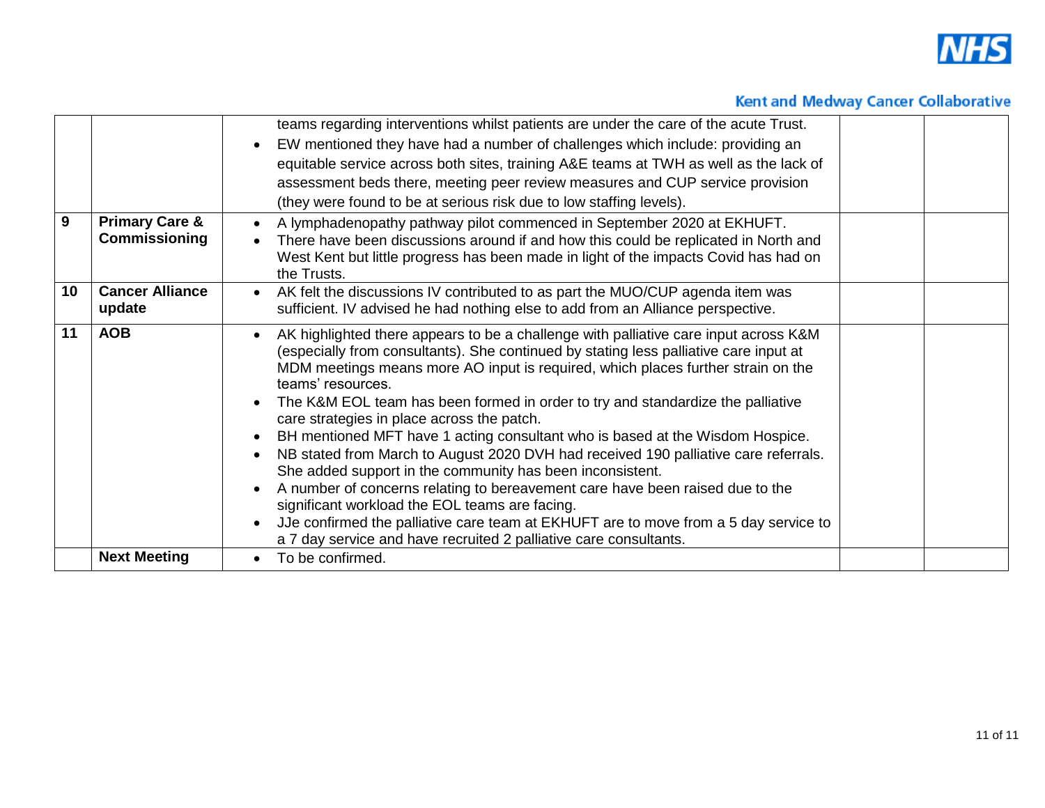| | | | | |
|---|---|---|---|---|
| | | teams regarding interventions whilst patients are under the care of the acute Trust.<br>• EW mentioned they have had a number of challenges which include: providing an equitable service across both sites, training A&E teams at TWH as well as the lack of assessment beds there, meeting peer review measures and CUP service provision (they were found to be at serious risk due to low staffing levels). | | |
| 9 | **Primary Care & Commissioning** | • A lymphadenopathy pathway pilot commenced in September 2020 at EKHUFT.<br>• There have been discussions around if and how this could be replicated in North and West Kent but little progress has been made in light of the impacts Covid has had on the Trusts. | | |
| 10 | **Cancer Alliance update** | • AK felt the discussions IV contributed to as part the MUO/CUP agenda item was sufficient. IV advised he had nothing else to add from an Alliance perspective. | | |
| 11 | **AOB** | • AK highlighted there appears to be a challenge with palliative care input across K&M (especially from consultants). She continued by stating less palliative care input at MDM meetings means more AO input is required, which places further strain on the teams' resources.<br>• The K&M EOL team has been formed in order to try and standardize the palliative care strategies in place across the patch.<br>• BH mentioned MFT have 1 acting consultant who is based at the Wisdom Hospice.<br>• NB stated from March to August 2020 DVH had received 190 palliative care referrals. She added support in the community has been inconsistent.<br>• A number of concerns relating to bereavement care have been raised due to the significant workload the EOL teams are facing.<br>• JJe confirmed the palliative care team at EKHUFT are to move from a 5 day service to a 7 day service and have recruited 2 palliative care consultants. | | |
| | **Next Meeting** | • To be confirmed. | | |